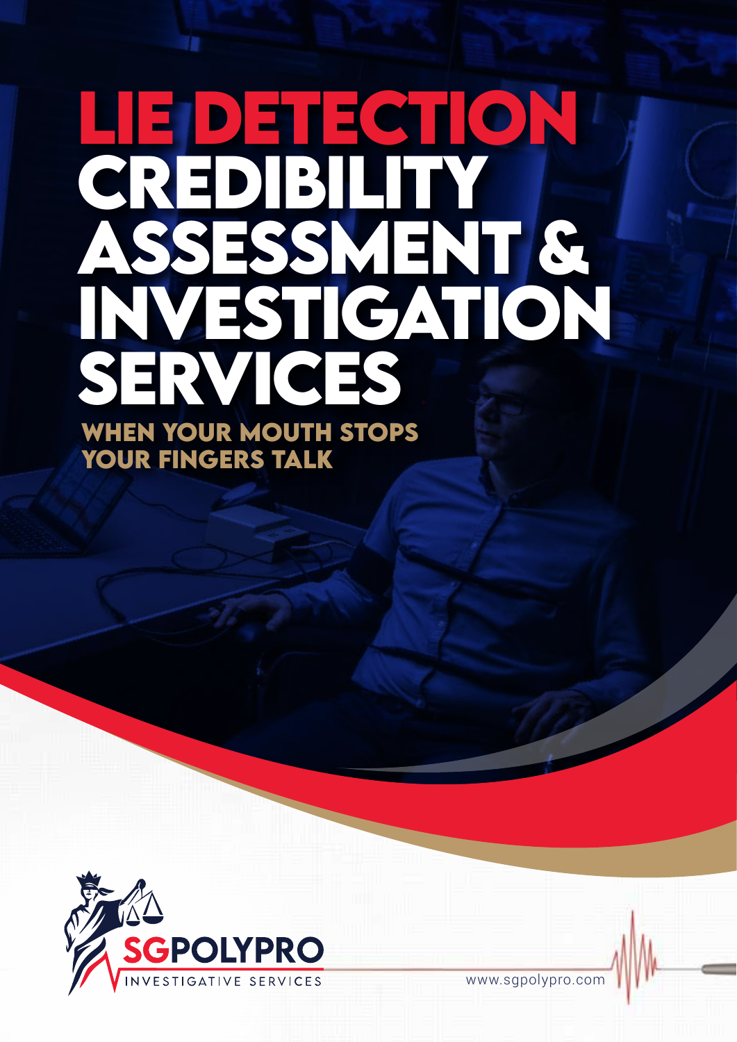# LIE DETECTION CREDIBILITY ASSESSMENT & INVESTIGATION SERVICES

**WHEN YOUR MOUTH STOPS YOUR FINGERS TALK**

SGPOLYPRO INVESTIGATIVE SERVICES

www.sgpolypro.com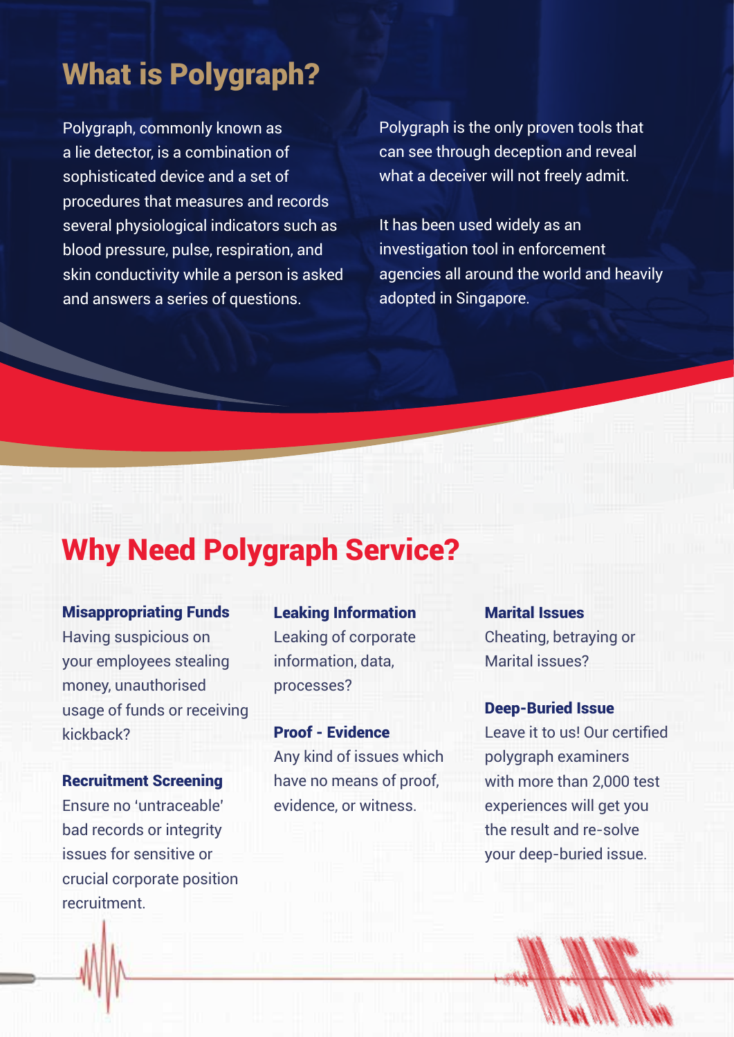# What is Polygraph?

Polygraph, commonly known as a lie detector, is a combination of sophisticated device and a set of procedures that measures and records several physiological indicators such as blood pressure, pulse, respiration, and skin conductivity while a person is asked and answers a series of questions.

Polygraph is the only proven tools that can see through deception and reveal what a deceiver will not freely admit.

It has been used widely as an investigation tool in enforcement agencies all around the world and heavily adopted in Singapore.

# Why Need Polygraph Service?

**Misappropriating Funds**
Having suspicious on your employees stealing money, unauthorised usage of funds or receiving kickback?

**Recruitment Screening**
Ensure no 'untraceable' bad records or integrity issues for sensitive or crucial corporate position recruitment.

**Leaking Information**
Leaking of corporate information, data, processes?

**Proof - Evidence**
Any kind of issues which have no means of proof, evidence, or witness.

**Marital Issues**
Cheating, betraying or Marital issues?

**Deep-Buried Issue**
Leave it to us! Our certified polygraph examiners with more than 2,000 test experiences will get you the result and re-solve your deep-buried issue.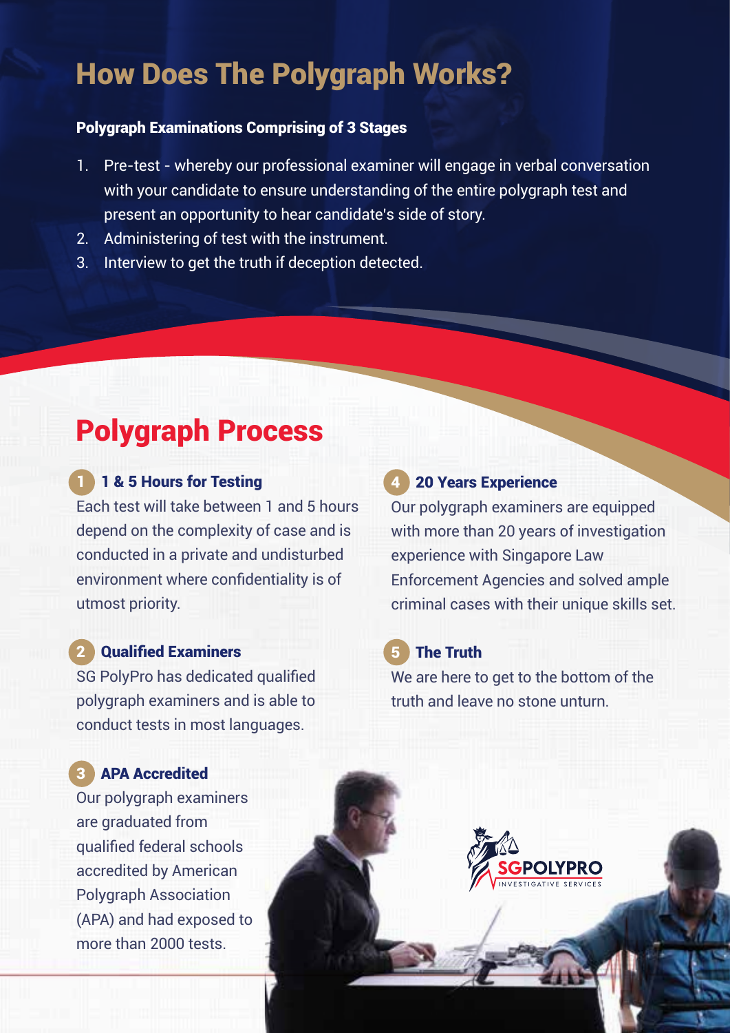# How Does The Polygraph Works?

**Polygraph Examinations Comprising of 3 Stages**

1. Pre-test - whereby our professional examiner will engage in verbal conversation with your candidate to ensure understanding of the entire polygraph test and present an opportunity to hear candidate's side of story.
2. Administering of test with the instrument.
3. Interview to get the truth if deception detected.

# Polygraph Process

### 1 1 & 5 Hours for Testing

Each test will take between 1 and 5 hours depend on the complexity of case and is conducted in a private and undisturbed environment where confidentiality is of utmost priority.

### 2 Qualified Examiners

SG PolyPro has dedicated qualified polygraph examiners and is able to conduct tests in most languages.

### 3 APA Accredited

Our polygraph examiners are graduated from qualified federal schools accredited by American Polygraph Association (APA) and had exposed to more than 2000 tests.

### 4 20 Years Experience

Our polygraph examiners are equipped with more than 20 years of investigation experience with Singapore Law Enforcement Agencies and solved ample criminal cases with their unique skills set.

### 5 The Truth

We are here to get to the bottom of the truth and leave no stone unturn.

SGPOLYPRO
INVESTIGATIVE SERVICES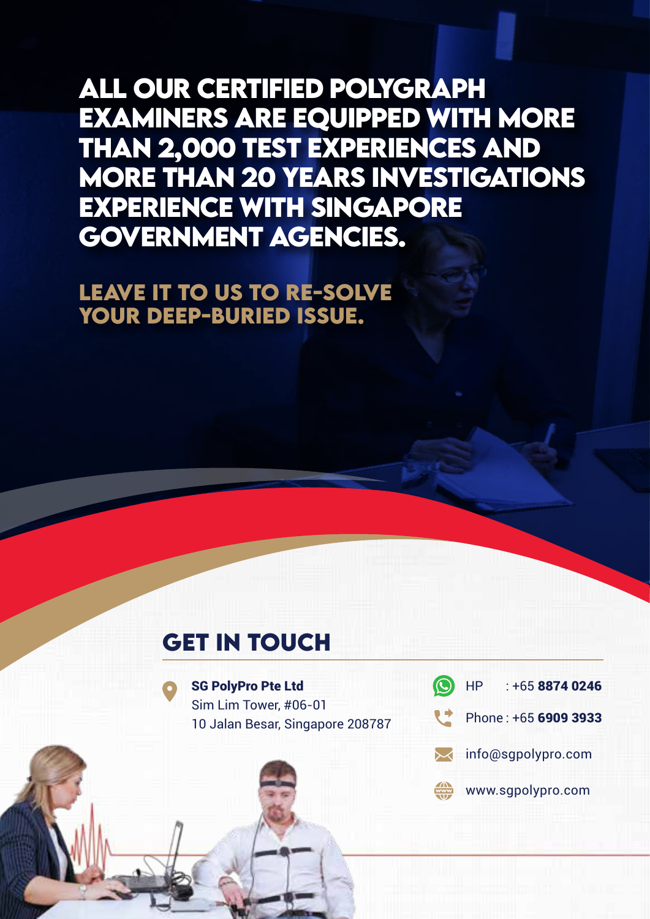# ALL OUR CERTIFIED POLYGRAPH EXAMINERS ARE EQUIPPED WITH MORE THAN 2,000 TEST EXPERIENCES AND MORE THAN 20 YEARS INVESTIGATIONS EXPERIENCE WITH SINGAPORE GOVERNMENT AGENCIES.

## LEAVE IT TO US TO RE-SOLVE YOUR DEEP-BURIED ISSUE.

## GET IN TOUCH

**SG PolyPro Pte Ltd**
Sim Lim Tower, #06-01
10 Jalan Besar, Singapore 208787

HP : +65 **8874 0246**

Phone : +65 **6909 3933**

info@sgpolypro.com

www.sgpolypro.com